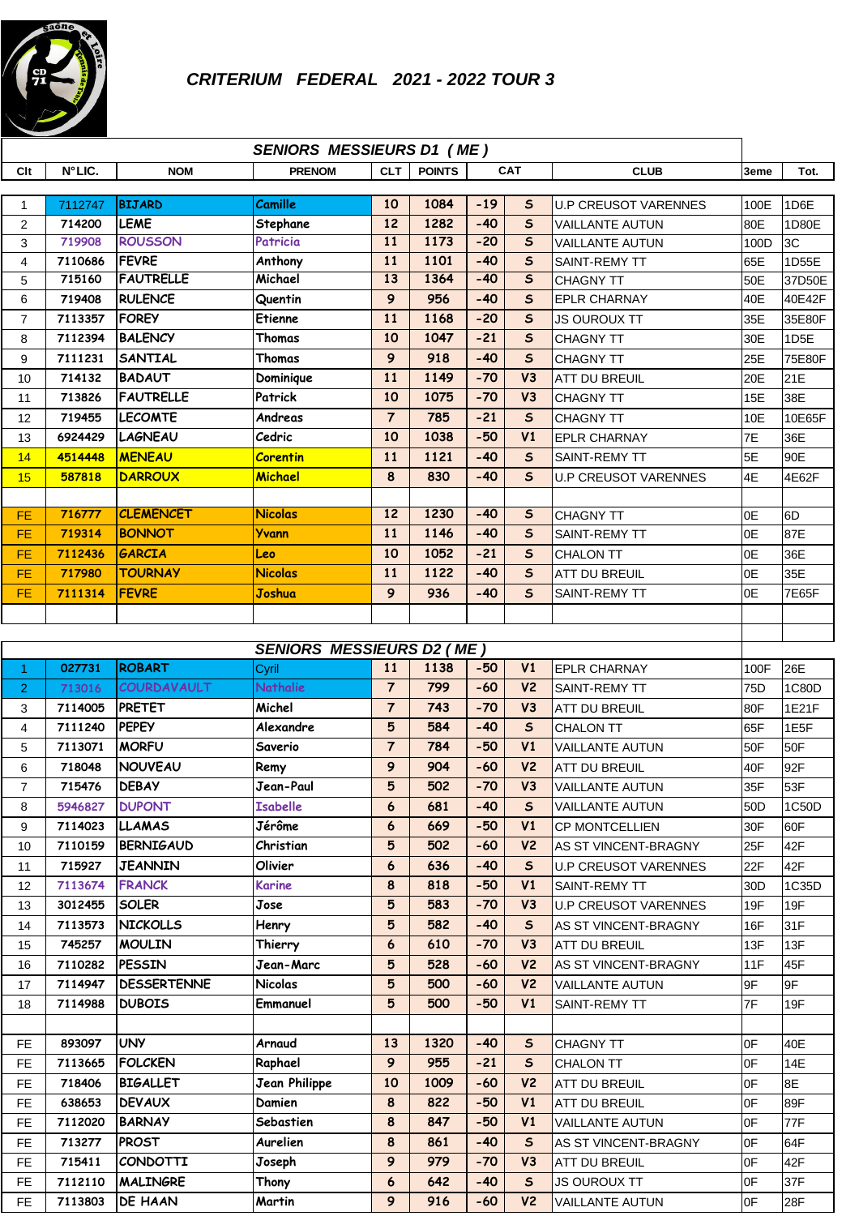# CRITERIUM FEDERAL 2021 - 2022 TOUR 3

## SENIORS MESSIEURS D1 ( ME )

| Clt | N°LIC. | NOM | PRENOM | CLT | POINTS | CAT | | CLUB | 3eme | Tot. |
|---|---|---|---|---|---|---|---|---|---|---|
| 1 | 7112747 | BIJARD | Camille | 10 | 1084 | -19 | S | U.P CREUSOT VARENNES | 100E | 1D6E |
| 2 | 714200 | LEME | Stephane | 12 | 1282 | -40 | S | VAILLANTE AUTUN | 80E | 1D80E |
| 3 | 719908 | ROUSSON | Patricia | 11 | 1173 | -20 | S | VAILLANTE AUTUN | 100D | 3C |
| 4 | 7110686 | FEVRE | Anthony | 11 | 1101 | -40 | S | SAINT-REMY TT | 65E | 1D55E |
| 5 | 715160 | FAUTRELLE | Michael | 13 | 1364 | -40 | S | CHAGNY TT | 50E | 37D50E |
| 6 | 719408 | RULENCE | Quentin | 9 | 956 | -40 | S | EPLR CHARNAY | 40E | 40E42F |
| 7 | 7113357 | FOREY | Etienne | 11 | 1168 | -20 | S | JS OUROUX TT | 35E | 35E80F |
| 8 | 7112394 | BALENCY | Thomas | 10 | 1047 | -21 | S | CHAGNY TT | 30E | 1D5E |
| 9 | 7111231 | SANTIAL | Thomas | 9 | 918 | -40 | S | CHAGNY TT | 25E | 75E80F |
| 10 | 714132 | BADAUT | Dominique | 11 | 1149 | -70 | V3 | ATT DU BREUIL | 20E | 21E |
| 11 | 713826 | FAUTRELLE | Patrick | 10 | 1075 | -70 | V3 | CHAGNY TT | 15E | 38E |
| 12 | 719455 | LECOMTE | Andreas | 7 | 785 | -21 | S | CHAGNY TT | 10E | 10E65F |
| 13 | 6924429 | LAGNEAU | Cedric | 10 | 1038 | -50 | V1 | EPLR CHARNAY | 7E | 36E |
| 14 | 4514448 | MENEAU | Corentin | 11 | 1121 | -40 | S | SAINT-REMY TT | 5E | 90E |
| 15 | 587818 | DARROUX | Michael | 8 | 830 | -40 | S | U.P CREUSOT VARENNES | 4E | 4E62F |
| | | | | | | | | | | |
| FE | 716777 | CLEMENCET | Nicolas | 12 | 1230 | -40 | S | CHAGNY TT | 0E | 6D |
| FE | 719314 | BONNOT | Yvann | 11 | 1146 | -40 | S | SAINT-REMY TT | 0E | 87E |
| FE | 7112436 | GARCIA | Leo | 10 | 1052 | -21 | S | CHALON TT | 0E | 36E |
| FE | 717980 | TOURNAY | Nicolas | 11 | 1122 | -40 | S | ATT DU BREUIL | 0E | 35E |
| FE | 7111314 | FEVRE | Joshua | 9 | 936 | -40 | S | SAINT-REMY TT | 0E | 7E65F |

## SENIORS MESSIEURS D2 ( ME )

| Clt | N°LIC. | NOM | PRENOM | CLT | POINTS | CAT | | CLUB | 3eme | Tot. |
|---|---|---|---|---|---|---|---|---|---|---|
| 1 | 027731 | ROBART | Cyril | 11 | 1138 | -50 | V1 | EPLR CHARNAY | 100F | 26E |
| 2 | 713016 | COURDAVAULT | Nathalie | 7 | 799 | -60 | V2 | SAINT-REMY TT | 75D | 1C80D |
| 3 | 7114005 | PRETET | Michel | 7 | 743 | -70 | V3 | ATT DU BREUIL | 80F | 1E21F |
| 4 | 7111240 | PEPEY | Alexandre | 5 | 584 | -40 | S | CHALON TT | 65F | 1E5F |
| 5 | 7113071 | MORFU | Saverio | 7 | 784 | -50 | V1 | VAILLANTE AUTUN | 50F | 50F |
| 6 | 718048 | NOUVEAU | Remy | 9 | 904 | -60 | V2 | ATT DU BREUIL | 40F | 92F |
| 7 | 715476 | DEBAY | Jean-Paul | 5 | 502 | -70 | V3 | VAILLANTE AUTUN | 35F | 53F |
| 8 | 5946827 | DUPONT | Isabelle | 6 | 681 | -40 | S | VAILLANTE AUTUN | 50D | 1C50D |
| 9 | 7114023 | LLAMAS | Jérôme | 6 | 669 | -50 | V1 | CP MONTCELLIEN | 30F | 60F |
| 10 | 7110159 | BERNIGAUD | Christian | 5 | 502 | -60 | V2 | AS ST VINCENT-BRAGNY | 25F | 42F |
| 11 | 715927 | JEANNIN | Olivier | 6 | 636 | -40 | S | U.P CREUSOT VARENNES | 22F | 42F |
| 12 | 7113674 | FRANCK | Karine | 8 | 818 | -50 | V1 | SAINT-REMY TT | 30D | 1C35D |
| 13 | 3012455 | SOLER | Jose | 5 | 583 | -70 | V3 | U.P CREUSOT VARENNES | 19F | 19F |
| 14 | 7113573 | NICKOLLS | Henry | 5 | 582 | -40 | S | AS ST VINCENT-BRAGNY | 16F | 31F |
| 15 | 745257 | MOULIN | Thierry | 6 | 610 | -70 | V3 | ATT DU BREUIL | 13F | 13F |
| 16 | 7110282 | PESSIN | Jean-Marc | 5 | 528 | -60 | V2 | AS ST VINCENT-BRAGNY | 11F | 45F |
| 17 | 7114947 | DESSERTENNE | Nicolas | 5 | 500 | -60 | V2 | VAILLANTE AUTUN | 9F | 9F |
| 18 | 7114988 | DUBOIS | Emmanuel | 5 | 500 | -50 | V1 | SAINT-REMY TT | 7F | 19F |
| | | | | | | | | | | |
| FE | 893097 | UNY | Arnaud | 13 | 1320 | -40 | S | CHAGNY TT | 0F | 40E |
| FE | 7113665 | FOLCKEN | Raphael | 9 | 955 | -21 | S | CHALON TT | 0F | 14E |
| FE | 718406 | BIGALLET | Jean Philippe | 10 | 1009 | -60 | V2 | ATT DU BREUIL | 0F | 8E |
| FE | 638653 | DEVAUX | Damien | 8 | 822 | -50 | V1 | ATT DU BREUIL | 0F | 89F |
| FE | 7112020 | BARNAY | Sebastien | 8 | 847 | -50 | V1 | VAILLANTE AUTUN | 0F | 77F |
| FE | 713277 | PROST | Aurelien | 8 | 861 | -40 | S | AS ST VINCENT-BRAGNY | 0F | 64F |
| FE | 715411 | CONDOTTI | Joseph | 9 | 979 | -70 | V3 | ATT DU BREUIL | 0F | 42F |
| FE | 7112110 | MALINGRE | Thony | 6 | 642 | -40 | S | JS OUROUX TT | 0F | 37F |
| FE | 7113803 | DE HAAN | Martin | 9 | 916 | -60 | V2 | VAILLANTE AUTUN | 0F | 28F |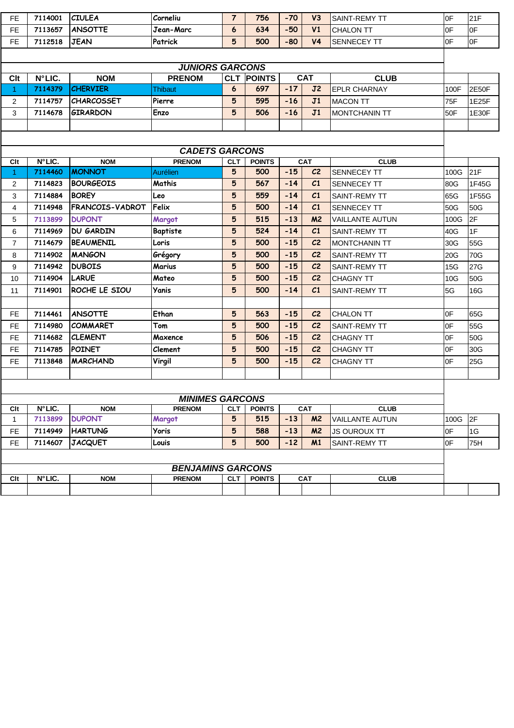| | | | | | | | | | | |
|---|---|---|---|---|---|---|---|---|---|---|
| FE | 7114001 | CIULEA | Corneliu | 7 | 756 | -70 | V3 | SAINT-REMY TT | 0F | 21F |
| FE | 7113657 | ANSOTTE | Jean-Marc | 6 | 634 | -50 | V1 | CHALON TT | 0F | 0F |
| FE | 7112518 | JEAN | Patrick | 5 | 500 | -80 | V4 | SENNECEY TT | 0F | 0F |

### JUNIORS GARCONS

| Clt | N°LIC. | NOM | PRENOM | CLT | POINTS | CAT | | CLUB | | |
|---|---|---|---|---|---|---|---|---|---|---|
| 1 | 7114379 | CHERVIER | Thibaut | 6 | 697 | -17 | J2 | EPLR CHARNAY | 100F | 2E50F |
| 2 | 7114757 | CHARCOSSET | Pierre | 5 | 595 | -16 | J1 | MACON TT | 75F | 1E25F |
| 3 | 7114678 | GIRARDON | Enzo | 5 | 506 | -16 | J1 | MONTCHANIN TT | 50F | 1E30F |

### CADETS GARCONS

| Clt | N°LIC. | NOM | PRENOM | CLT | POINTS | CAT | | CLUB | | |
|---|---|---|---|---|---|---|---|---|---|---|
| 1 | 7114460 | MONNOT | Aurélien | 5 | 500 | -15 | C2 | SENNECEY TT | 100G | 21F |
| 2 | 7114823 | BOURGEOIS | Mathis | 5 | 567 | -14 | C1 | SENNECEY TT | 80G | 1F45G |
| 3 | 7114884 | BOREY | Leo | 5 | 559 | -14 | C1 | SAINT-REMY TT | 65G | 1F55G |
| 4 | 7114948 | FRANCOIS-VADROT | Felix | 5 | 500 | -14 | C1 | SENNECEY TT | 50G | 50G |
| 5 | 7113899 | DUPONT | Margot | 5 | 515 | -13 | M2 | VAILLANTE AUTUN | 100G | 2F |
| 6 | 7114969 | DU GARDIN | Baptiste | 5 | 524 | -14 | C1 | SAINT-REMY TT | 40G | 1F |
| 7 | 7114679 | BEAUMENIL | Loris | 5 | 500 | -15 | C2 | MONTCHANIN TT | 30G | 55G |
| 8 | 7114902 | MANGON | Grégory | 5 | 500 | -15 | C2 | SAINT-REMY TT | 20G | 70G |
| 9 | 7114942 | DUBOIS | Marius | 5 | 500 | -15 | C2 | SAINT-REMY TT | 15G | 27G |
| 10 | 7114904 | LARUE | Mateo | 5 | 500 | -15 | C2 | CHAGNY TT | 10G | 50G |
| 11 | 7114901 | ROCHE LE SIOU | Yanis | 5 | 500 | -14 | C1 | SAINT-REMY TT | 5G | 16G |
| | | | | | | | | | | |
| FE | 7114461 | ANSOTTE | Ethan | 5 | 563 | -15 | C2 | CHALON TT | 0F | 65G |
| FE | 7114980 | COMMARET | Tom | 5 | 500 | -15 | C2 | SAINT-REMY TT | 0F | 55G |
| FE | 7114682 | CLEMENT | Maxence | 5 | 506 | -15 | C2 | CHAGNY TT | 0F | 50G |
| FE | 7114785 | POINET | Clement | 5 | 500 | -15 | C2 | CHAGNY TT | 0F | 30G |
| FE | 7113848 | MARCHAND | Virgil | 5 | 500 | -15 | C2 | CHAGNY TT | 0F | 25G |

### MINIMES GARCONS

| Clt | N°LIC. | NOM | PRENOM | CLT | POINTS | CAT | | CLUB | | |
|---|---|---|---|---|---|---|---|---|---|---|
| 1 | 7113899 | DUPONT | Margot | 5 | 515 | -13 | M2 | VAILLANTE AUTUN | 100G | 2F |
| FE | 7114949 | HARTUNG | Yoris | 5 | 588 | -13 | M2 | JS OUROUX TT | 0F | 1G |
| FE | 7114607 | JACQUET | Louis | 5 | 500 | -12 | M1 | SAINT-REMY TT | 0F | 75H |

### BENJAMINS GARCONS

| Clt | N°LIC. | NOM | PRENOM | CLT | POINTS | CAT | | CLUB | | |
|---|---|---|---|---|---|---|---|---|---|---|
| | | | | | | | | | | |